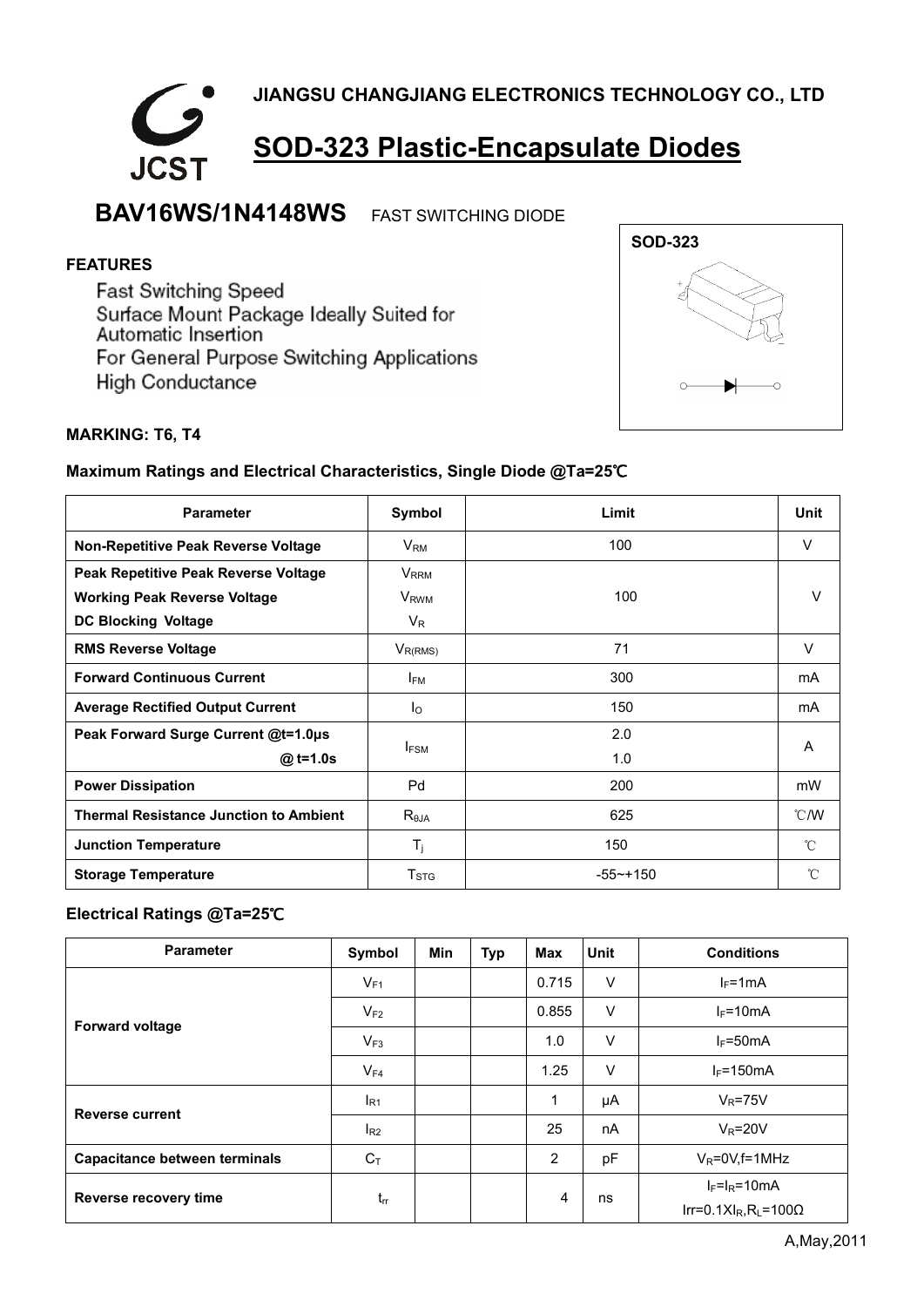**JIANGSU CHANGJIANG ELECTRONICS TECHNOLOGY CO., LTD**

JCST

# SOD-323 Plastic-Encapsulate Diodes

## BAV16WS/1N4148WS FAST SWITCHING DIODE

SOD-323

### FEATURES

- Fast Switching Speed
- Surface Mount Package Ideally Suited for Automatic Insertion
- For General Purpose Switching Applications
- High Conductance

**MARKING: T6, T4**

### Maximum Ratings and Electrical Characteristics, Single Diode @Ta=25℃

| Parameter | Symbol | Limit | Unit |
|---|---|---|---|
| Non-Repetitive Peak Reverse Voltage | $V_{RM}$ | 100 | V |
| Peak Repetitive Peak Reverse Voltage<br>Working Peak Reverse Voltage<br>DC Blocking Voltage | $V_{RRM}$<br>$V_{RWM}$<br>$V_R$ | 100 | V |
| RMS Reverse Voltage | $V_{R(RMS)}$ | 71 | V |
| Forward Continuous Current | $I_{FM}$ | 300 | mA |
| Average Rectified Output Current | $I_O$ | 150 | mA |
| Peak Forward Surge Current @t=1.0μs<br>@ t=1.0s | $I_{FSM}$ | 2.0<br>1.0 | A |
| Power Dissipation | Pd | 200 | mW |
| Thermal Resistance Junction to Ambient | $R_{\theta JA}$ | 625 | ℃/W |
| Junction Temperature | $T_j$ | 150 | ℃ |
| Storage Temperature | $T_{STG}$ | -55~+150 | ℃ |

### Electrical Ratings @Ta=25℃

| Parameter | Symbol | Min | Typ | Max | Unit | Conditions |
|---|---|---|---|---|---|---|
| Forward voltage | $V_{F1}$ | | | 0.715 | V | $I_F$=1mA |
| | $V_{F2}$ | | | 0.855 | V | $I_F$=10mA |
| | $V_{F3}$ | | | 1.0 | V | $I_F$=50mA |
| | $V_{F4}$ | | | 1.25 | V | $I_F$=150mA |
| Reverse current | $I_{R1}$ | | | 1 | μA | $V_R$=75V |
| | $I_{R2}$ | | | 25 | nA | $V_R$=20V |
| Capacitance between terminals | $C_T$ | | | 2 | pF | $V_R$=0V,f=1MHz |
| Reverse recovery time | $t_{rr}$ | | | 4 | ns | $I_F=I_R$=10mA<br>Irr=0.1X$I_R$,$R_L$=100Ω |

A,May,2011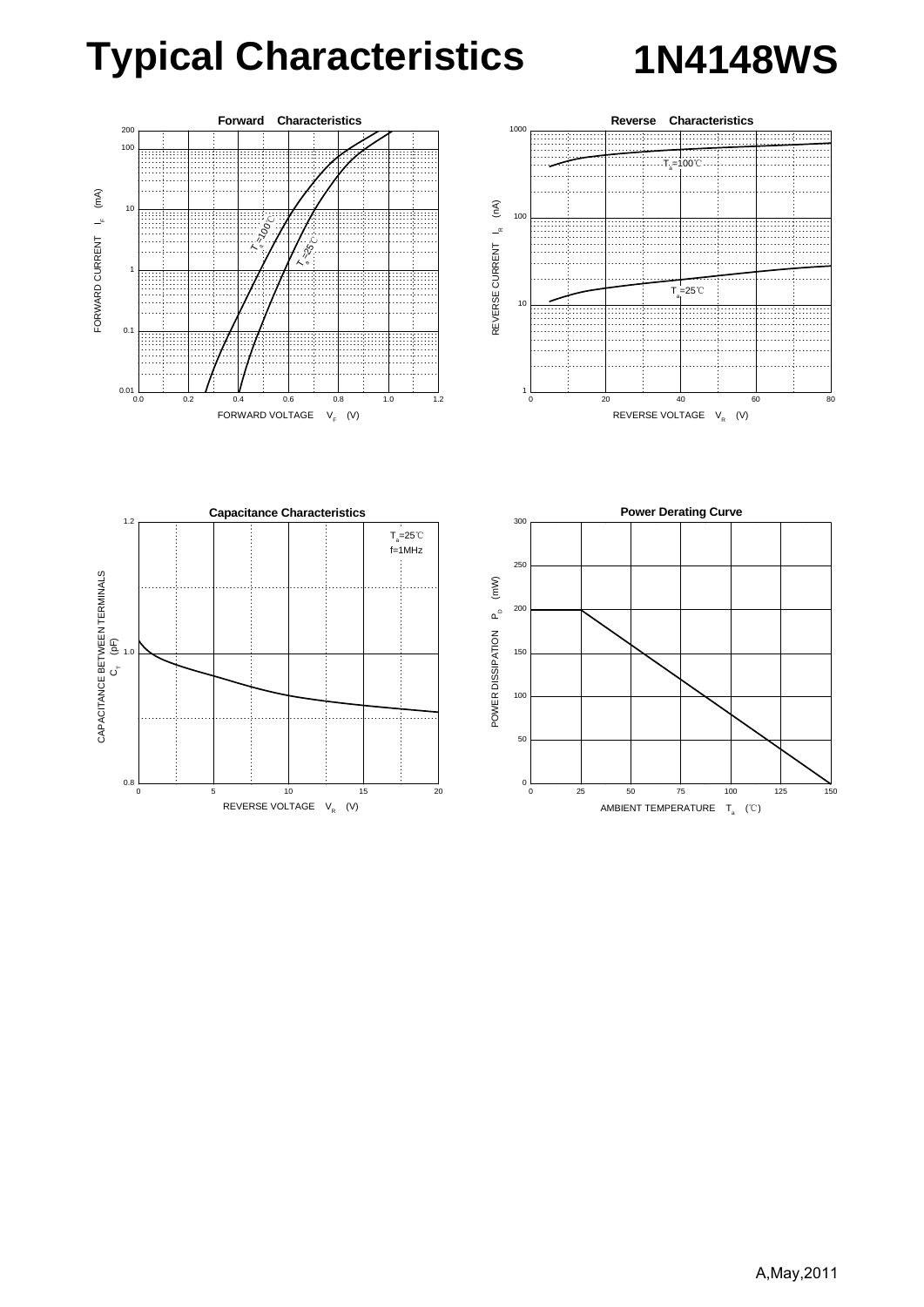# Typical Characteristics

# 1N4148WS

**Forward Characteristics**

FORWARD CURRENT $I_F$ (mA)

200
100
10
1
0.1
0.01

0.0 0.2 0.4 0.6 0.8 1.0 1.2

FORWARD VOLTAGE $V_F$ (V)

$T_a$=100℃

$T_a$=25℃

**Reverse Characteristics**

REVERSE CURRENT $I_R$ (nA)

1000
100
10
1

0 20 40 60 80

REVERSE VOLTAGE $V_R$ (V)

$T_a$=100℃

$T_a$=25℃

**Capacitance Characteristics**

CAPACITANCE BETWEEN TERMINALS $C_T$ (pF)

1.2
1.0
0.8

0 5 10 15 20

REVERSE VOLTAGE $V_R$ (V)

$T_a$=25℃
f=1MHz

**Power Derating Curve**

POWER DISSIPATION $P_D$ (mW)

300
250
200
150
100
50
0

0 25 50 75 100 125 150

AMBIENT TEMPERATURE $T_a$ (℃)

A,May,2011